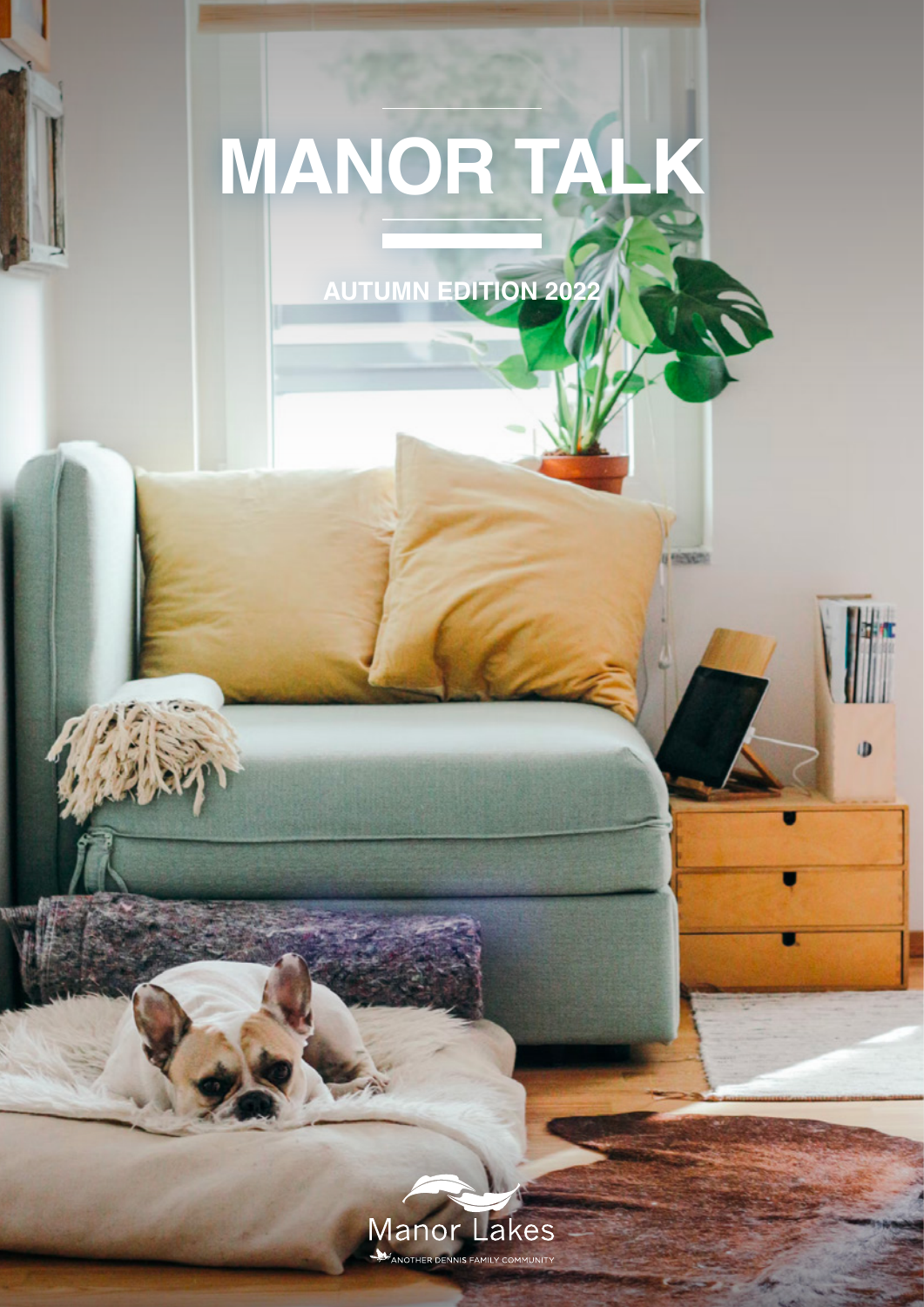# MANOR TALK

AUTUMN EDITION 2022

Manor Lakes

ANOTHER DENNIS FAMILY COMMUNITY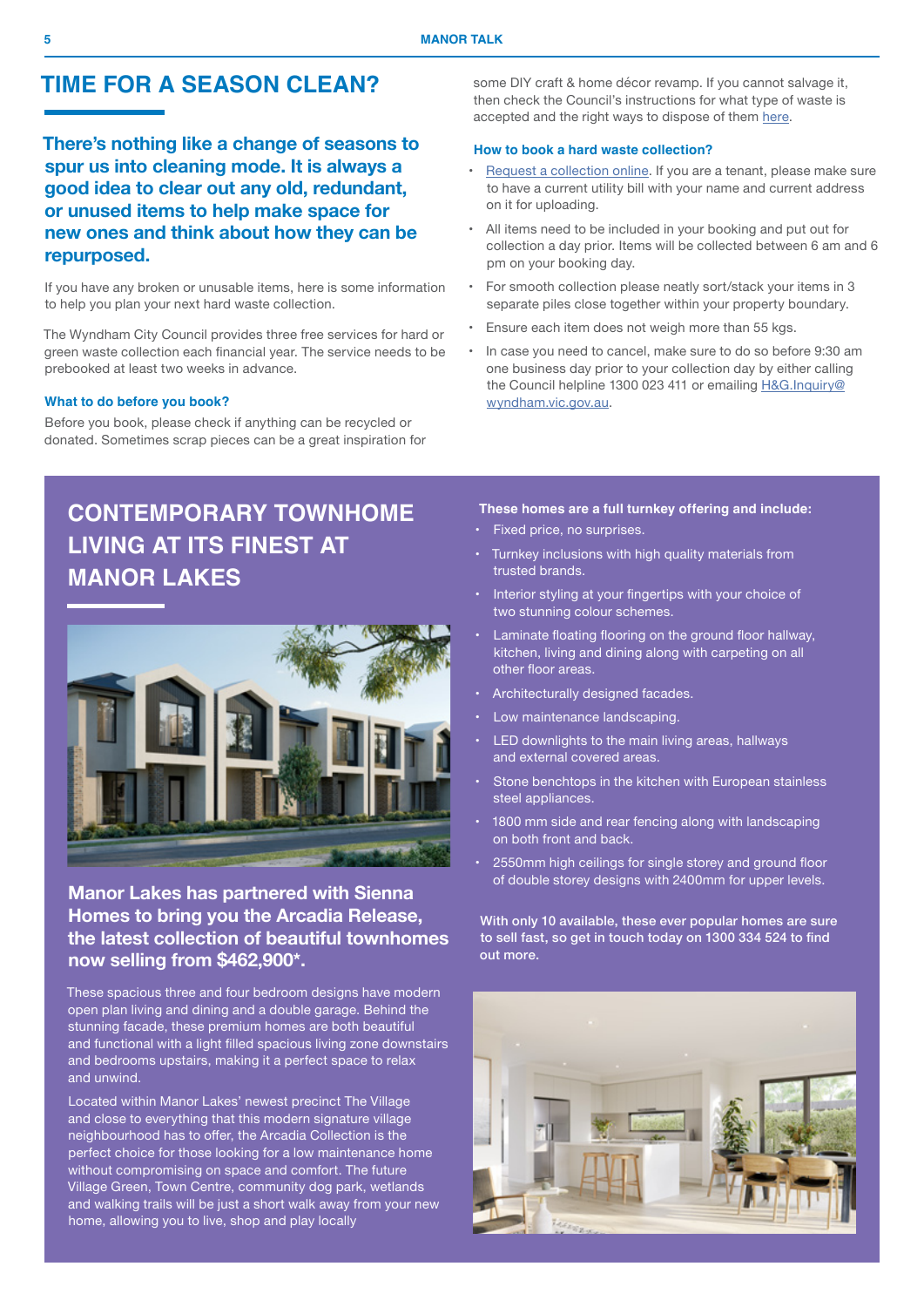# TIME FOR A SEASON CLEAN?

**There's nothing like a change of seasons to spur us into cleaning mode. It is always a good idea to clear out any old, redundant, or unused items to help make space for new ones and think about how they can be repurposed.**

If you have any broken or unusable items, here is some information to help you plan your next hard waste collection.

The Wyndham City Council provides three free services for hard or green waste collection each financial year. The service needs to be prebooked at least two weeks in advance.

### What to do before you book?

Before you book, please check if anything can be recycled or donated. Sometimes scrap pieces can be a great inspiration for some DIY craft & home décor revamp. If you cannot salvage it, then check the Council's instructions for what type of waste is accepted and the right ways to dispose of them here.

### How to book a hard waste collection?

- Request a collection online. If you are a tenant, please make sure to have a current utility bill with your name and current address on it for uploading.
- All items need to be included in your booking and put out for collection a day prior. Items will be collected between 6 am and 6 pm on your booking day.
- For smooth collection please neatly sort/stack your items in 3 separate piles close together within your property boundary.
- Ensure each item does not weigh more than 55 kgs.
- In case you need to cancel, make sure to do so before 9:30 am one business day prior to your collection day by either calling the Council helpline 1300 023 411 or emailing H&G.Inquiry@wyndham.vic.gov.au.

# CONTEMPORARY TOWNHOME LIVING AT ITS FINEST AT MANOR LAKES

**Manor Lakes has partnered with Sienna Homes to bring you the Arcadia Release, the latest collection of beautiful townhomes now selling from $462,900*.**

These spacious three and four bedroom designs have modern open plan living and dining and a double garage. Behind the stunning facade, these premium homes are both beautiful and functional with a light filled spacious living zone downstairs and bedrooms upstairs, making it a perfect space to relax and unwind.

Located within Manor Lakes' newest precinct The Village and close to everything that this modern signature village neighbourhood has to offer, the Arcadia Collection is the perfect choice for those looking for a low maintenance home without compromising on space and comfort. The future Village Green, Town Centre, community dog park, wetlands and walking trails will be just a short walk away from your new home, allowing you to live, shop and play locally

**These homes are a full turnkey offering and include:**

- Fixed price, no surprises.
- Turnkey inclusions with high quality materials from trusted brands.
- Interior styling at your fingertips with your choice of two stunning colour schemes.
- Laminate floating flooring on the ground floor hallway, kitchen, living and dining along with carpeting on all other floor areas.
- Architecturally designed facades.
- Low maintenance landscaping.
- LED downlights to the main living areas, hallways and external covered areas.
- Stone benchtops in the kitchen with European stainless steel appliances.
- 1800 mm side and rear fencing along with landscaping on both front and back.
- 2550mm high ceilings for single storey and ground floor of double storey designs with 2400mm for upper levels.

**With only 10 available, these ever popular homes are sure to sell fast, so get in touch today on 1300 334 524 to find out more.**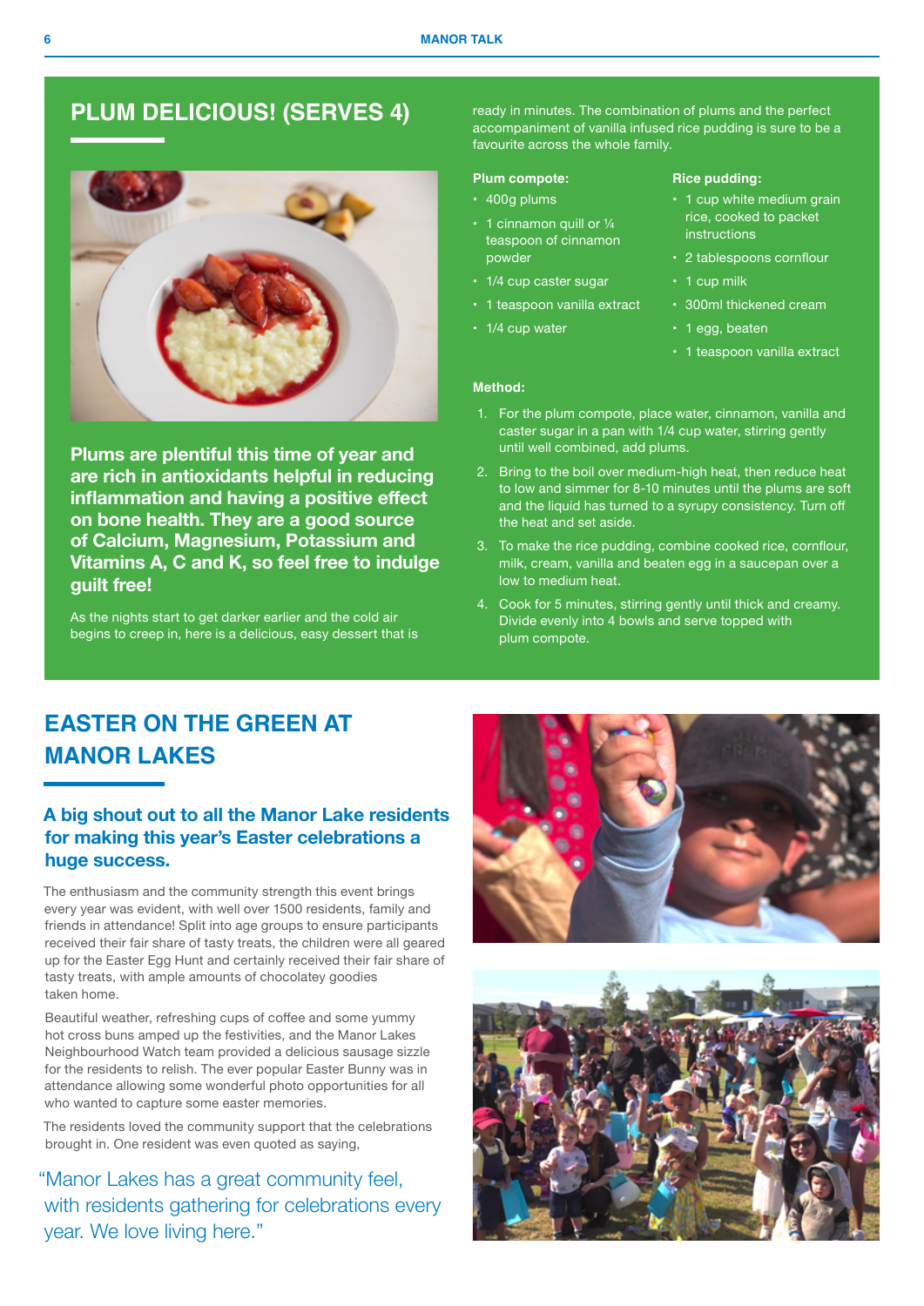## PLUM DELICIOUS! (SERVES 4)

**Plums are plentiful this time of year and are rich in antioxidants helpful in reducing inflammation and having a positive effect on bone health. They are a good source of Calcium, Magnesium, Potassium and Vitamins A, C and K, so feel free to indulge guilt free!**

As the nights start to get darker earlier and the cold air begins to creep in, here is a delicious, easy dessert that is ready in minutes. The combination of plums and the perfect accompaniment of vanilla infused rice pudding is sure to be a favourite across the whole family.

**Plum compote:**

- 400g plums
- 1 cinnamon quill or ¼ teaspoon of cinnamon powder
- 1/4 cup caster sugar
- 1 teaspoon vanilla extract
- 1/4 cup water

**Rice pudding:**

- 1 cup white medium grain rice, cooked to packet instructions
- 2 tablespoons cornflour
- 1 cup milk
- 300ml thickened cream
- 1 egg, beaten
- 1 teaspoon vanilla extract

**Method:**

1. For the plum compote, place water, cinnamon, vanilla and caster sugar in a pan with 1/4 cup water, stirring gently until well combined, add plums.
2. Bring to the boil over medium-high heat, then reduce heat to low and simmer for 8-10 minutes until the plums are soft and the liquid has turned to a syrupy consistency. Turn off the heat and set aside.
3. To make the rice pudding, combine cooked rice, cornflour, milk, cream, vanilla and beaten egg in a saucepan over a low to medium heat.
4. Cook for 5 minutes, stirring gently until thick and creamy. Divide evenly into 4 bowls and serve topped with plum compote.

## EASTER ON THE GREEN AT MANOR LAKES

### A big shout out to all the Manor Lake residents for making this year's Easter celebrations a huge success.

The enthusiasm and the community strength this event brings every year was evident, with well over 1500 residents, family and friends in attendance! Split into age groups to ensure participants received their fair share of tasty treats, the children were all geared up for the Easter Egg Hunt and certainly received their fair share of tasty treats, with ample amounts of chocolatey goodies taken home.

Beautiful weather, refreshing cups of coffee and some yummy hot cross buns amped up the festivities, and the Manor Lakes Neighbourhood Watch team provided a delicious sausage sizzle for the residents to relish. The ever popular Easter Bunny was in attendance allowing some wonderful photo opportunities for all who wanted to capture some easter memories.

The residents loved the community support that the celebrations brought in. One resident was even quoted as saying,

> "Manor Lakes has a great community feel, with residents gathering for celebrations every year. We love living here."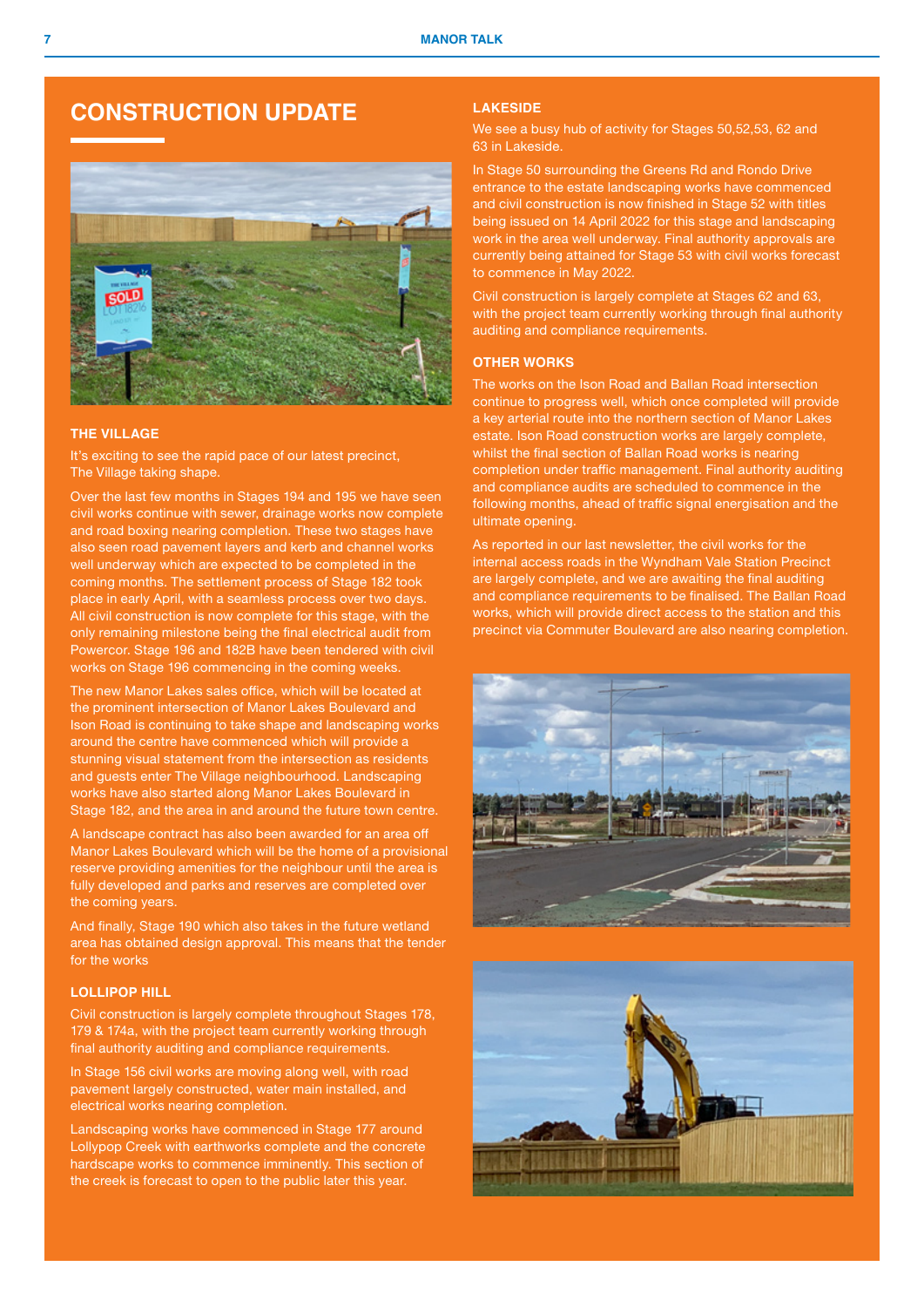# CONSTRUCTION UPDATE

### THE VILLAGE

It's exciting to see the rapid pace of our latest precinct, The Village taking shape.

Over the last few months in Stages 194 and 195 we have seen civil works continue with sewer, drainage works now complete and road boxing nearing completion. These two stages have also seen road pavement layers and kerb and channel works well underway which are expected to be completed in the coming months. The settlement process of Stage 182 took place in early April, with a seamless process over two days. All civil construction is now complete for this stage, with the only remaining milestone being the final electrical audit from Powercor. Stage 196 and 182B have been tendered with civil works on Stage 196 commencing in the coming weeks.

The new Manor Lakes sales office, which will be located at the prominent intersection of Manor Lakes Boulevard and Ison Road is continuing to take shape and landscaping works around the centre have commenced which will provide a stunning visual statement from the intersection as residents and guests enter The Village neighbourhood. Landscaping works have also started along Manor Lakes Boulevard in Stage 182, and the area in and around the future town centre.

A landscape contract has also been awarded for an area off Manor Lakes Boulevard which will be the home of a provisional reserve providing amenities for the neighbour until the area is fully developed and parks and reserves are completed over the coming years.

And finally, Stage 190 which also takes in the future wetland area has obtained design approval. This means that the tender for the works

### LOLLIPOP HILL

Civil construction is largely complete throughout Stages 178, 179 & 174a, with the project team currently working through final authority auditing and compliance requirements.

In Stage 156 civil works are moving along well, with road pavement largely constructed, water main installed, and electrical works nearing completion.

Landscaping works have commenced in Stage 177 around Lollypop Creek with earthworks complete and the concrete hardscape works to commence imminently. This section of the creek is forecast to open to the public later this year.

### LAKESIDE

We see a busy hub of activity for Stages 50,52,53, 62 and 63 in Lakeside.

In Stage 50 surrounding the Greens Rd and Rondo Drive entrance to the estate landscaping works have commenced and civil construction is now finished in Stage 52 with titles being issued on 14 April 2022 for this stage and landscaping work in the area well underway. Final authority approvals are currently being attained for Stage 53 with civil works forecast to commence in May 2022.

Civil construction is largely complete at Stages 62 and 63, with the project team currently working through final authority auditing and compliance requirements.

### OTHER WORKS

The works on the Ison Road and Ballan Road intersection continue to progress well, which once completed will provide a key arterial route into the northern section of Manor Lakes estate. Ison Road construction works are largely complete, whilst the final section of Ballan Road works is nearing completion under traffic management. Final authority auditing and compliance audits are scheduled to commence in the following months, ahead of traffic signal energisation and the ultimate opening.

As reported in our last newsletter, the civil works for the internal access roads in the Wyndham Vale Station Precinct are largely complete, and we are awaiting the final auditing and compliance requirements to be finalised. The Ballan Road works, which will provide direct access to the station and this precinct via Commuter Boulevard are also nearing completion.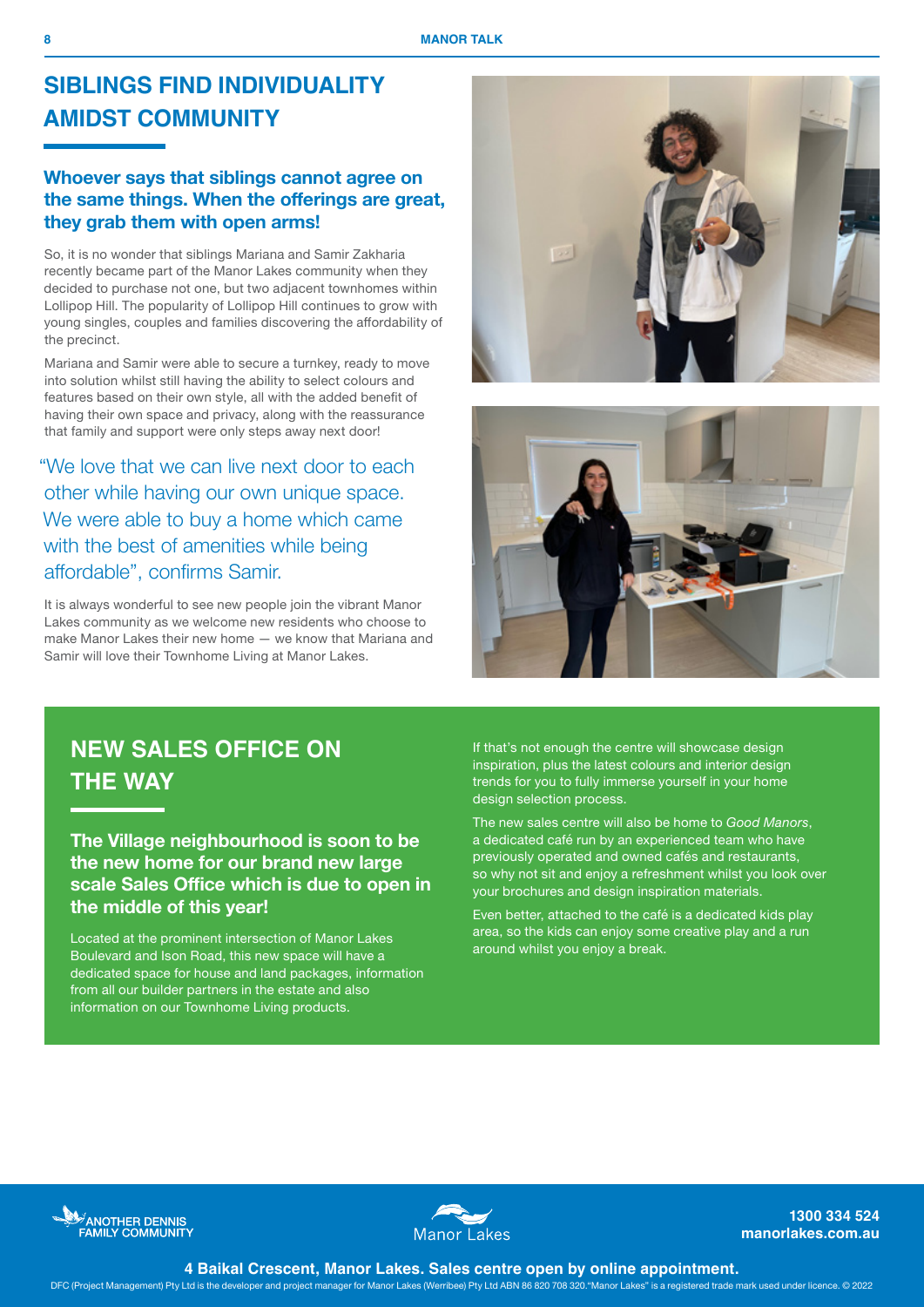## SIBLINGS FIND INDIVIDUALITY AMIDST COMMUNITY

**Whoever says that siblings cannot agree on the same things. When the offerings are great, they grab them with open arms!**

So, it is no wonder that siblings Mariana and Samir Zakharia recently became part of the Manor Lakes community when they decided to purchase not one, but two adjacent townhomes within Lollipop Hill. The popularity of Lollipop Hill continues to grow with young singles, couples and families discovering the affordability of the precinct.

Mariana and Samir were able to secure a turnkey, ready to move into solution whilst still having the ability to select colours and features based on their own style, all with the added benefit of having their own space and privacy, along with the reassurance that family and support were only steps away next door!

"We love that we can live next door to each other while having our own unique space. We were able to buy a home which came with the best of amenities while being affordable", confirms Samir.

It is always wonderful to see new people join the vibrant Manor Lakes community as we welcome new residents who choose to make Manor Lakes their new home — we know that Mariana and Samir will love their Townhome Living at Manor Lakes.

## NEW SALES OFFICE ON THE WAY

**The Village neighbourhood is soon to be the new home for our brand new large scale Sales Office which is due to open in the middle of this year!**

Located at the prominent intersection of Manor Lakes Boulevard and Ison Road, this new space will have a dedicated space for house and land packages, information from all our builder partners in the estate and also information on our Townhome Living products.

If that's not enough the centre will showcase design inspiration, plus the latest colours and interior design trends for you to fully immerse yourself in your home design selection process.

The new sales centre will also be home to *Good Manors*, a dedicated café run by an experienced team who have previously operated and owned cafés and restaurants, so why not sit and enjoy a refreshment whilst you look over your brochures and design inspiration materials.

Even better, attached to the café is a dedicated kids play area, so the kids can enjoy some creative play and a run around whilst you enjoy a break.

ANOTHER DENNIS FAMILY COMMUNITY

Manor Lakes

**1300 334 524**
**manorlakes.com.au**

**4 Baikal Crescent, Manor Lakes. Sales centre open by online appointment.**

DFC (Project Management) Pty Ltd is the developer and project manager for Manor Lakes (Werribee) Pty Ltd ABN 86 820 708 320."Manor Lakes" is a registered trade mark used under licence. © 2022